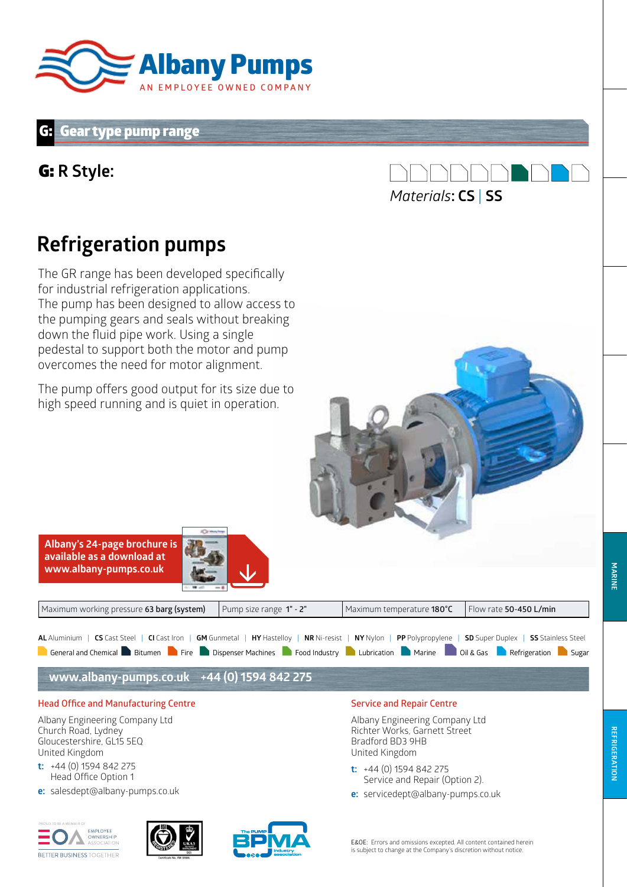# Albany Pumps

AN EMPLOYEE OWNED COMPANY

## G: Gear type pump range

### G: R Style:

*Materials*: **CS** | **SS**

## Refrigeration pumps

The GR range has been developed specifically for industrial refrigeration applications. The pump has been designed to allow access to the pumping gears and seals without breaking down the fluid pipe work. Using a single pedestal to support both the motor and pump overcomes the need for motor alignment.

The pump offers good output for its size due to high speed running and is quiet in operation.

**Albany's 24-page brochure is available as a download at www.albany-pumps.co.uk**

| Maximum working pressure **63 barg (system)** | Pump size range **1" - 2"** | Maximum temperature **180°C** | Flow rate **50-450 L/min** |
|---|---|---|---|

**AL** Aluminium | **CS** Cast Steel | **CI** Cast Iron | **GM** Gunmetal | **HY** Hastelloy | **NR** Ni-resist | **NY** Nylon | **PP** Polypropylene | **SD** Super Duplex | **SS** Stainless Steel

General and Chemical | Bitumen | Fire | Dispenser Machines | Food Industry | Lubrication | Marine | Oil & Gas | Refrigeration | Sugar

**www.albany-pumps.co.uk +44 (0) 1594 842 275**

### Head Office and Manufacturing Centre

Albany Engineering Company Ltd
Church Road, Lydney
Gloucestershire, GL15 5EQ
United Kingdom

**t:** +44 (0) 1594 842 275
Head Office Option 1

**e:** salesdept@albany-pumps.co.uk

### Service and Repair Centre

Albany Engineering Company Ltd
Richter Works, Garnett Street
Bradford BD3 9HB
United Kingdom

**t:** +44 (0) 1594 842 275
Service and Repair (Option 2).

**e:** servicedept@albany-pumps.co.uk

E&OE: Errors and omissions excepted. All content contained herein is subject to change at the Company's discretion without notice.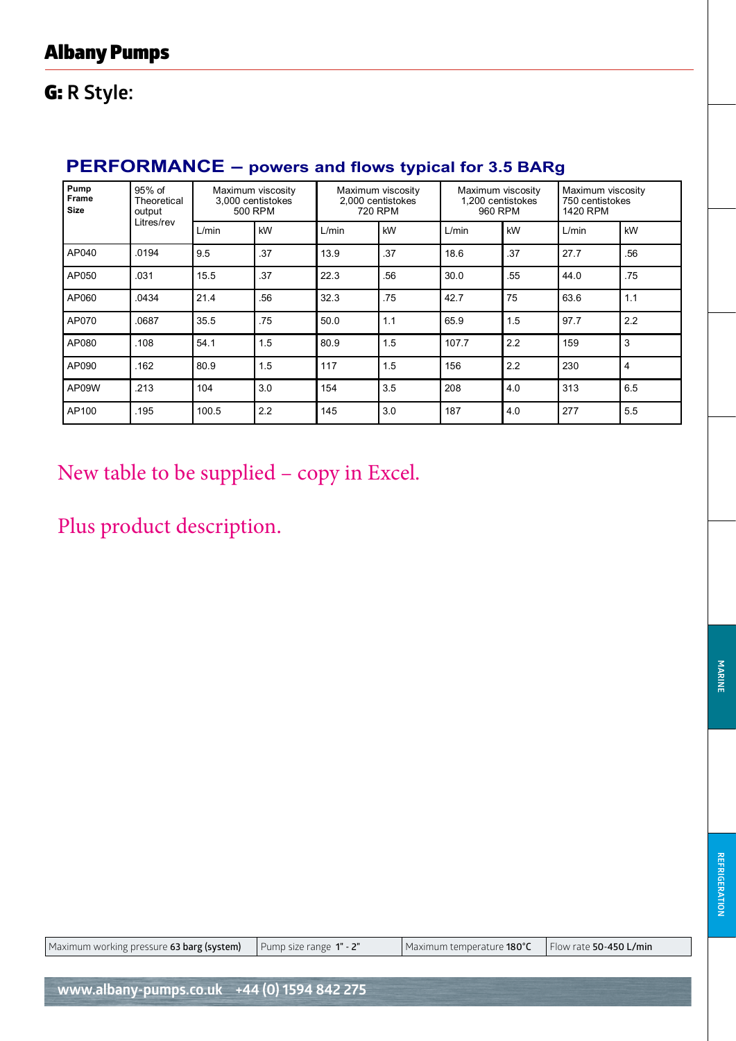# Albany Pumps

## G: R Style:

### PERFORMANCE – powers and flows typical for 3.5 BARg

| Pump Frame Size | 95% of Theoretical output Litres/rev | Maximum viscosity 3,000 centistokes 500 RPM | | Maximum viscosity 2,000 centistokes 720 RPM | | Maximum viscosity 1,200 centistokes 960 RPM | | Maximum viscosity 750 centistokes 1420 RPM | |
|---|---|---|---|---|---|---|---|---|---|
| | | L/min | kW | L/min | kW | L/min | kW | L/min | kW |
| AP040 | .0194 | 9.5 | .37 | 13.9 | .37 | 18.6 | .37 | 27.7 | .56 |
| AP050 | .031 | 15.5 | .37 | 22.3 | .56 | 30.0 | .55 | 44.0 | .75 |
| AP060 | .0434 | 21.4 | .56 | 32.3 | .75 | 42.7 | 75 | 63.6 | 1.1 |
| AP070 | .0687 | 35.5 | .75 | 50.0 | 1.1 | 65.9 | 1.5 | 97.7 | 2.2 |
| AP080 | .108 | 54.1 | 1.5 | 80.9 | 1.5 | 107.7 | 2.2 | 159 | 3 |
| AP090 | .162 | 80.9 | 1.5 | 117 | 1.5 | 156 | 2.2 | 230 | 4 |
| AP09W | .213 | 104 | 3.0 | 154 | 3.5 | 208 | 4.0 | 313 | 6.5 |
| AP100 | .195 | 100.5 | 2.2 | 145 | 3.0 | 187 | 4.0 | 277 | 5.5 |

New table to be supplied – copy in Excel.

Plus product description.

| | | | |
|---|---|---|---|
| Maximum working pressure **63 barg (system)** | Pump size range **1" - 2"** | Maximum temperature **180°C** | Flow rate **50-450 L/min** |

www.albany-pumps.co.uk +44 (0) 1594 842 275